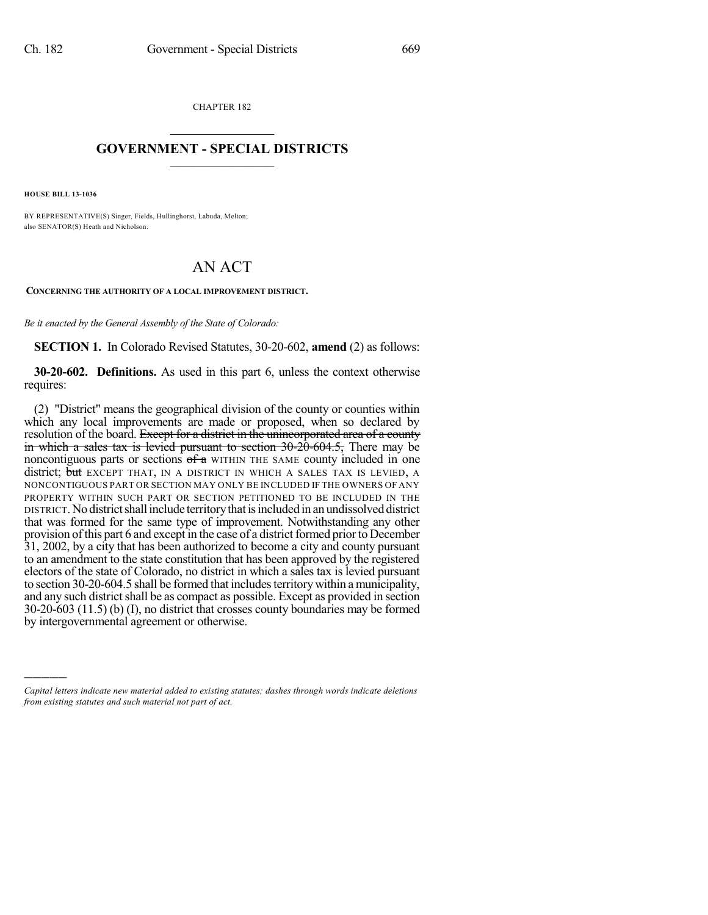CHAPTER 182

# GOVERNMENT - SPECIAL DISTRICTS

**HOUSE BILL 13-1036**

BY REPRESENTATIVE(S) Singer, Fields, Hullinghorst, Labuda, Melton; also SENATOR(S) Heath and Nicholson.

# AN ACT

**CONCERNING THE AUTHORITY OF A LOCAL IMPROVEMENT DISTRICT.**

*Be it enacted by the General Assembly of the State of Colorado:*

**SECTION 1.** In Colorado Revised Statutes, 30-20-602, **amend** (2) as follows:

**30-20-602. Definitions.** As used in this part 6, unless the context otherwise requires:

(2) "District" means the geographical division of the county or counties within which any local improvements are made or proposed, when so declared by resolution of the board. ~~Except for a district in the unincorporated area of a county in which a sales tax is levied pursuant to section 30-20-604.5,~~ There may be noncontiguous parts or sections ~~of a~~ WITHIN THE SAME county included in one district; ~~but~~ EXCEPT THAT, IN A DISTRICT IN WHICH A SALES TAX IS LEVIED, A NONCONTIGUOUS PART OR SECTION MAY ONLY BE INCLUDED IF THE OWNERS OF ANY PROPERTY WITHIN SUCH PART OR SECTION PETITIONED TO BE INCLUDED IN THE DISTRICT. No district shall include territory that is included in an undissolved district that was formed for the same type of improvement. Notwithstanding any other provision of this part 6 and except in the case of a district formed prior to December 31, 2002, by a city that has been authorized to become a city and county pursuant to an amendment to the state constitution that has been approved by the registered electors of the state of Colorado, no district in which a sales tax is levied pursuant to section 30-20-604.5 shall be formed that includes territory within a municipality, and any such district shall be as compact as possible. Except as provided in section 30-20-603 (11.5) (b) (I), no district that crosses county boundaries may be formed by intergovernmental agreement or otherwise.

---

*Capital letters indicate new material added to existing statutes; dashes through words indicate deletions from existing statutes and such material not part of act.*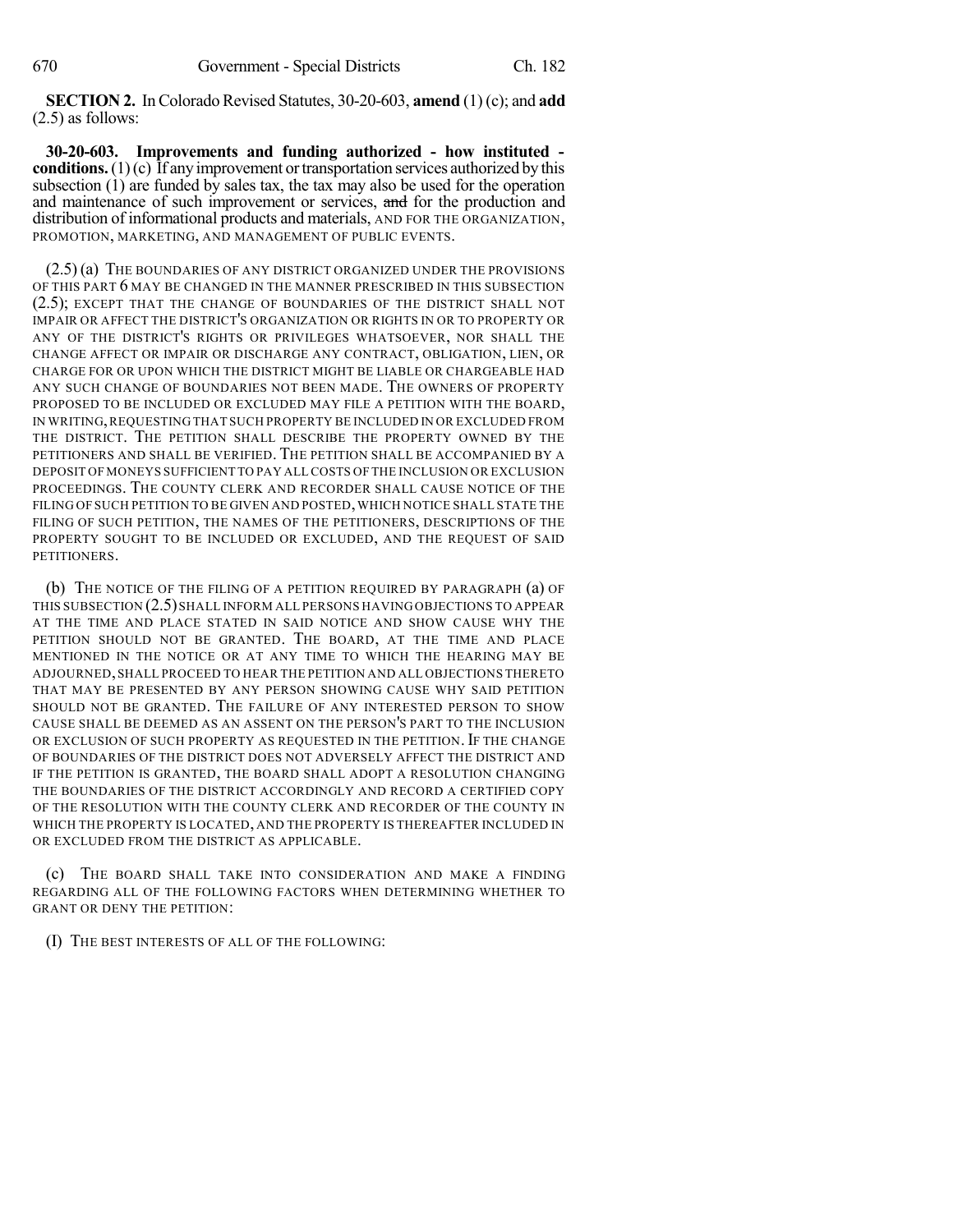**SECTION 2.** In Colorado Revised Statutes, 30-20-603, **amend** (1) (c); and **add** (2.5) as follows:

**30-20-603. Improvements and funding authorized - how instituted - conditions.** (1) (c) If any improvement or transportation services authorized by this subsection (1) are funded by sales tax, the tax may also be used for the operation and maintenance of such improvement or services, ~~and~~ for the production and distribution of informational products and materials, AND FOR THE ORGANIZATION, PROMOTION, MARKETING, AND MANAGEMENT OF PUBLIC EVENTS.

(2.5) (a) THE BOUNDARIES OF ANY DISTRICT ORGANIZED UNDER THE PROVISIONS OF THIS PART 6 MAY BE CHANGED IN THE MANNER PRESCRIBED IN THIS SUBSECTION (2.5); EXCEPT THAT THE CHANGE OF BOUNDARIES OF THE DISTRICT SHALL NOT IMPAIR OR AFFECT THE DISTRICT'S ORGANIZATION OR RIGHTS IN OR TO PROPERTY OR ANY OF THE DISTRICT'S RIGHTS OR PRIVILEGES WHATSOEVER, NOR SHALL THE CHANGE AFFECT OR IMPAIR OR DISCHARGE ANY CONTRACT, OBLIGATION, LIEN, OR CHARGE FOR OR UPON WHICH THE DISTRICT MIGHT BE LIABLE OR CHARGEABLE HAD ANY SUCH CHANGE OF BOUNDARIES NOT BEEN MADE. THE OWNERS OF PROPERTY PROPOSED TO BE INCLUDED OR EXCLUDED MAY FILE A PETITION WITH THE BOARD, IN WRITING, REQUESTING THAT SUCH PROPERTY BE INCLUDED IN OR EXCLUDED FROM THE DISTRICT. THE PETITION SHALL DESCRIBE THE PROPERTY OWNED BY THE PETITIONERS AND SHALL BE VERIFIED. THE PETITION SHALL BE ACCOMPANIED BY A DEPOSIT OF MONEYS SUFFICIENT TO PAY ALL COSTS OF THE INCLUSION OR EXCLUSION PROCEEDINGS. THE COUNTY CLERK AND RECORDER SHALL CAUSE NOTICE OF THE FILING OF SUCH PETITION TO BE GIVEN AND POSTED, WHICH NOTICE SHALL STATE THE FILING OF SUCH PETITION, THE NAMES OF THE PETITIONERS, DESCRIPTIONS OF THE PROPERTY SOUGHT TO BE INCLUDED OR EXCLUDED, AND THE REQUEST OF SAID PETITIONERS.

(b) THE NOTICE OF THE FILING OF A PETITION REQUIRED BY PARAGRAPH (a) OF THIS SUBSECTION (2.5) SHALL INFORM ALL PERSONS HAVING OBJECTIONS TO APPEAR AT THE TIME AND PLACE STATED IN SAID NOTICE AND SHOW CAUSE WHY THE PETITION SHOULD NOT BE GRANTED. THE BOARD, AT THE TIME AND PLACE MENTIONED IN THE NOTICE OR AT ANY TIME TO WHICH THE HEARING MAY BE ADJOURNED, SHALL PROCEED TO HEAR THE PETITION AND ALL OBJECTIONS THERETO THAT MAY BE PRESENTED BY ANY PERSON SHOWING CAUSE WHY SAID PETITION SHOULD NOT BE GRANTED. THE FAILURE OF ANY INTERESTED PERSON TO SHOW CAUSE SHALL BE DEEMED AS AN ASSENT ON THE PERSON'S PART TO THE INCLUSION OR EXCLUSION OF SUCH PROPERTY AS REQUESTED IN THE PETITION. IF THE CHANGE OF BOUNDARIES OF THE DISTRICT DOES NOT ADVERSELY AFFECT THE DISTRICT AND IF THE PETITION IS GRANTED, THE BOARD SHALL ADOPT A RESOLUTION CHANGING THE BOUNDARIES OF THE DISTRICT ACCORDINGLY AND RECORD A CERTIFIED COPY OF THE RESOLUTION WITH THE COUNTY CLERK AND RECORDER OF THE COUNTY IN WHICH THE PROPERTY IS LOCATED, AND THE PROPERTY IS THEREAFTER INCLUDED IN OR EXCLUDED FROM THE DISTRICT AS APPLICABLE.

(c) THE BOARD SHALL TAKE INTO CONSIDERATION AND MAKE A FINDING REGARDING ALL OF THE FOLLOWING FACTORS WHEN DETERMINING WHETHER TO GRANT OR DENY THE PETITION:

(I) THE BEST INTERESTS OF ALL OF THE FOLLOWING: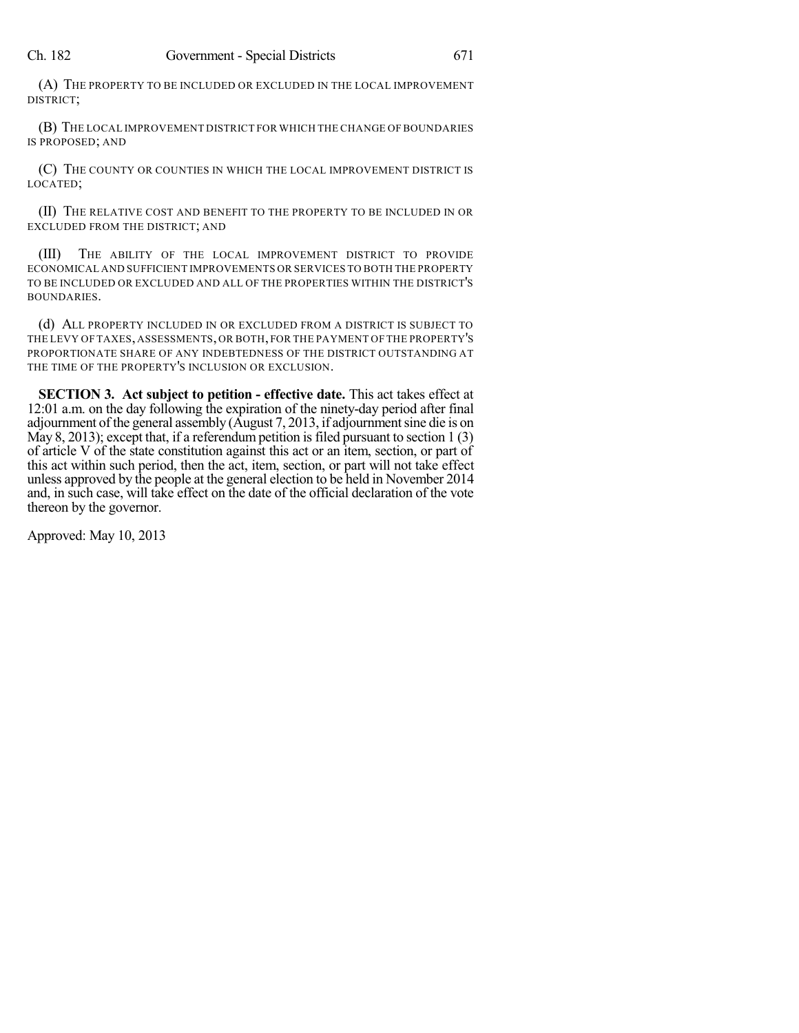(A) THE PROPERTY TO BE INCLUDED OR EXCLUDED IN THE LOCAL IMPROVEMENT DISTRICT;

(B) THE LOCAL IMPROVEMENT DISTRICT FOR WHICH THE CHANGE OF BOUNDARIES IS PROPOSED; AND

(C) THE COUNTY OR COUNTIES IN WHICH THE LOCAL IMPROVEMENT DISTRICT IS LOCATED;

(II) THE RELATIVE COST AND BENEFIT TO THE PROPERTY TO BE INCLUDED IN OR EXCLUDED FROM THE DISTRICT; AND

(III) THE ABILITY OF THE LOCAL IMPROVEMENT DISTRICT TO PROVIDE ECONOMICAL AND SUFFICIENT IMPROVEMENTS OR SERVICES TO BOTH THE PROPERTY TO BE INCLUDED OR EXCLUDED AND ALL OF THE PROPERTIES WITHIN THE DISTRICT'S BOUNDARIES.

(d) ALL PROPERTY INCLUDED IN OR EXCLUDED FROM A DISTRICT IS SUBJECT TO THE LEVY OF TAXES, ASSESSMENTS, OR BOTH, FOR THE PAYMENT OF THE PROPERTY'S PROPORTIONATE SHARE OF ANY INDEBTEDNESS OF THE DISTRICT OUTSTANDING AT THE TIME OF THE PROPERTY'S INCLUSION OR EXCLUSION.

**SECTION 3. Act subject to petition - effective date.** This act takes effect at 12:01 a.m. on the day following the expiration of the ninety-day period after final adjournment of the general assembly (August 7, 2013, if adjournment sine die is on May 8, 2013); except that, if a referendum petition is filed pursuant to section 1 (3) of article V of the state constitution against this act or an item, section, or part of this act within such period, then the act, item, section, or part will not take effect unless approved by the people at the general election to be held in November 2014 and, in such case, will take effect on the date of the official declaration of the vote thereon by the governor.

Approved: May 10, 2013